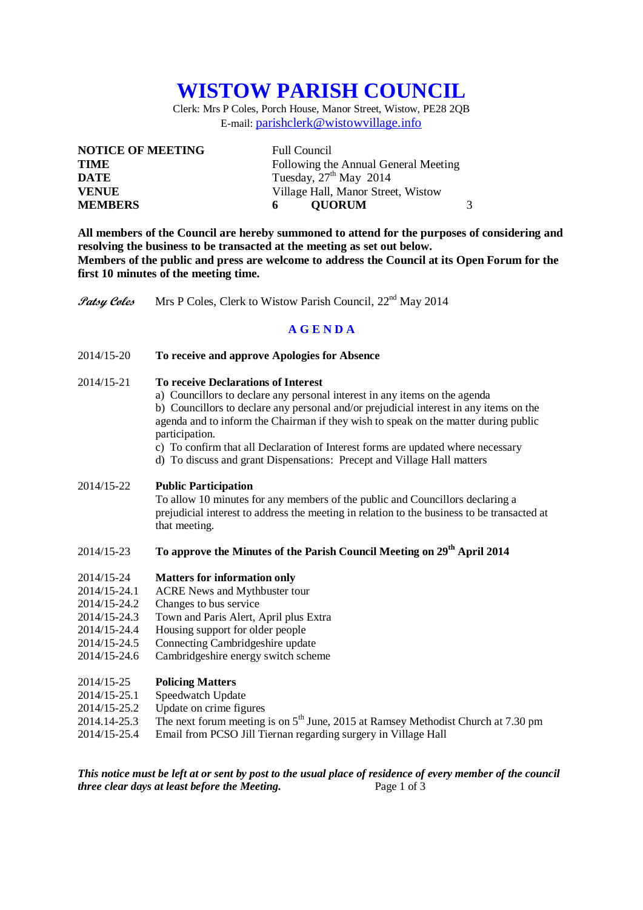# WISTOW PARISH COUNCIL

Clerk: Mrs P Coles, Porch House, Manor Street, Wistow, PE28 2QB
E-mail: parishclerk@wistowvillage.info

| | |
|---|---|
| **NOTICE OF MEETING** | Full Council |
| **TIME** | Following the Annual General Meeting |
| **DATE** | Tuesday, 27th May 2014 |
| **VENUE** | Village Hall, Manor Street, Wistow |
| **MEMBERS** | **6** **QUORUM** 3 |

**All members of the Council are hereby summoned to attend for the purposes of considering and resolving the business to be transacted at the meeting as set out below.**
**Members of the public and press are welcome to address the Council at its Open Forum for the first 10 minutes of the meeting time.**

*Patsy Coles* Mrs P Coles, Clerk to Wistow Parish Council, 22nd May 2014

## A G E N D A

2014/15-20 **To receive and approve Apologies for Absence**

2014/15-21 **To receive Declarations of Interest**

a) Councillors to declare any personal interest in any items on the agenda
b) Councillors to declare any personal and/or prejudicial interest in any items on the agenda and to inform the Chairman if they wish to speak on the matter during public participation.
c) To confirm that all Declaration of Interest forms are updated where necessary
d) To discuss and grant Dispensations: Precept and Village Hall matters

2014/15-22 **Public Participation**

To allow 10 minutes for any members of the public and Councillors declaring a prejudicial interest to address the meeting in relation to the business to be transacted at that meeting.

2014/15-23 **To approve the Minutes of the Parish Council Meeting on 29th April 2014**

2014/15-24 **Matters for information only**
2014/15-24.1 ACRE News and Mythbuster tour
2014/15-24.2 Changes to bus service
2014/15-24.3 Town and Paris Alert, April plus Extra
2014/15-24.4 Housing support for older people
2014/15-24.5 Connecting Cambridgeshire update
2014/15-24.6 Cambridgeshire energy switch scheme

2014/15-25 **Policing Matters**
2014/15-25.1 Speedwatch Update
2014/15-25.2 Update on crime figures
2014.14-25.3 The next forum meeting is on 5th June, 2015 at Ramsey Methodist Church at 7.30 pm
2014/15-25.4 Email from PCSO Jill Tiernan regarding surgery in Village Hall

***This notice must be left at or sent by post to the usual place of residence of every member of the council three clear days at least before the Meeting.***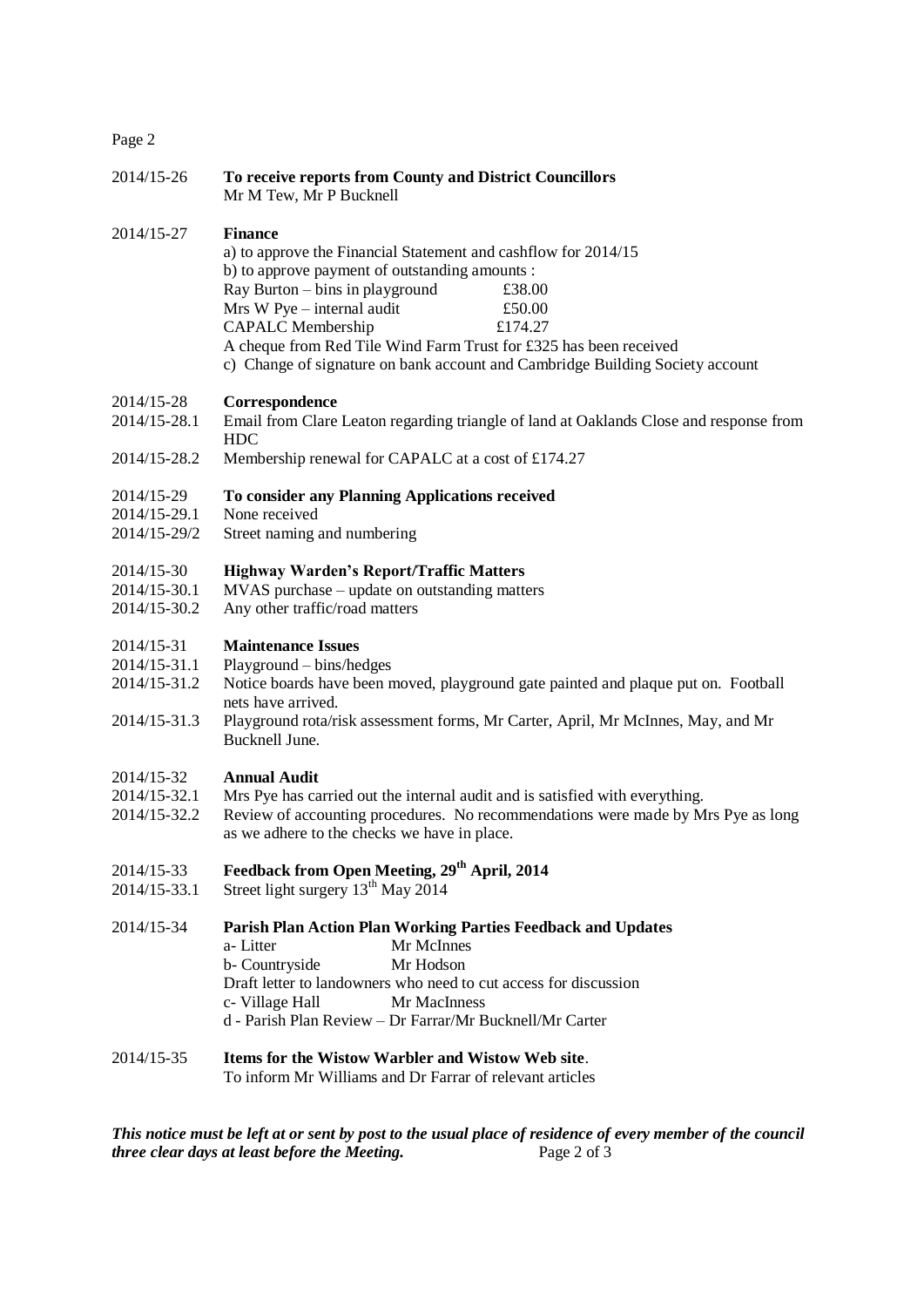**2014/15-26 To receive reports from County and District Councillors**

Mr M Tew, Mr P Bucknell

**2014/15-27 Finance**

a) to approve the Financial Statement and cashflow for 2014/15

b) to approve payment of outstanding amounts :

| | |
|---|---|
| Ray Burton – bins in playground | £38.00 |
| Mrs W Pye – internal audit | £50.00 |
| CAPALC Membership | £174.27 |

A cheque from Red Tile Wind Farm Trust for £325 has been received

c) Change of signature on bank account and Cambridge Building Society account

**2014/15-28 Correspondence**

2014/15-28.1 Email from Clare Leaton regarding triangle of land at Oaklands Close and response from HDC

2014/15-28.2 Membership renewal for CAPALC at a cost of £174.27

**2014/15-29 To consider any Planning Applications received**

2014/15-29.1 None received

2014/15-29/2 Street naming and numbering

**2014/15-30 Highway Warden's Report/Traffic Matters**

2014/15-30.1 MVAS purchase – update on outstanding matters

2014/15-30.2 Any other traffic/road matters

**2014/15-31 Maintenance Issues**

2014/15-31.1 Playground – bins/hedges

2014/15-31.2 Notice boards have been moved, playground gate painted and plaque put on. Football nets have arrived.

2014/15-31.3 Playground rota/risk assessment forms, Mr Carter, April, Mr McInnes, May, and Mr Bucknell June.

**2014/15-32 Annual Audit**

2014/15-32.1 Mrs Pye has carried out the internal audit and is satisfied with everything.

2014/15-32.2 Review of accounting procedures. No recommendations were made by Mrs Pye as long as we adhere to the checks we have in place.

**2014/15-33 Feedback from Open Meeting, 29th April, 2014**

2014/15-33.1 Street light surgery 13th May 2014

**2014/15-34 Parish Plan Action Plan Working Parties Feedback and Updates**

a- Litter Mr McInnes

b- Countryside Mr Hodson

Draft letter to landowners who need to cut access for discussion

c- Village Hall Mr MacInness

d - Parish Plan Review – Dr Farrar/Mr Bucknell/Mr Carter

**2014/15-35 Items for the Wistow Warbler and Wistow Web site**.

To inform Mr Williams and Dr Farrar of relevant articles

***This notice must be left at or sent by post to the usual place of residence of every member of the council three clear days at least before the Meeting.***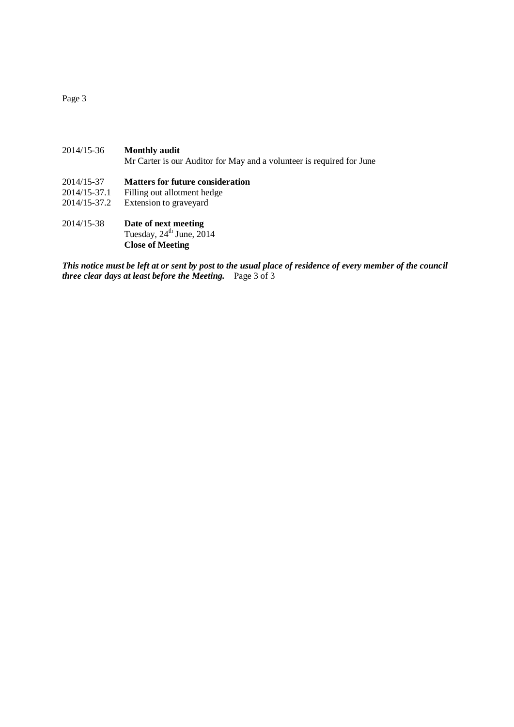2014/15-36 **Monthly audit**
Mr Carter is our Auditor for May and a volunteer is required for June

2014/15-37 **Matters for future consideration**
2014/15-37.1 Filling out allotment hedge
2014/15-37.2 Extension to graveyard

2014/15-38 **Date of next meeting**
Tuesday, 24th June, 2014
**Close of Meeting**

***This notice must be left at or sent by post to the usual place of residence of every member of the council three clear days at least before the Meeting.***